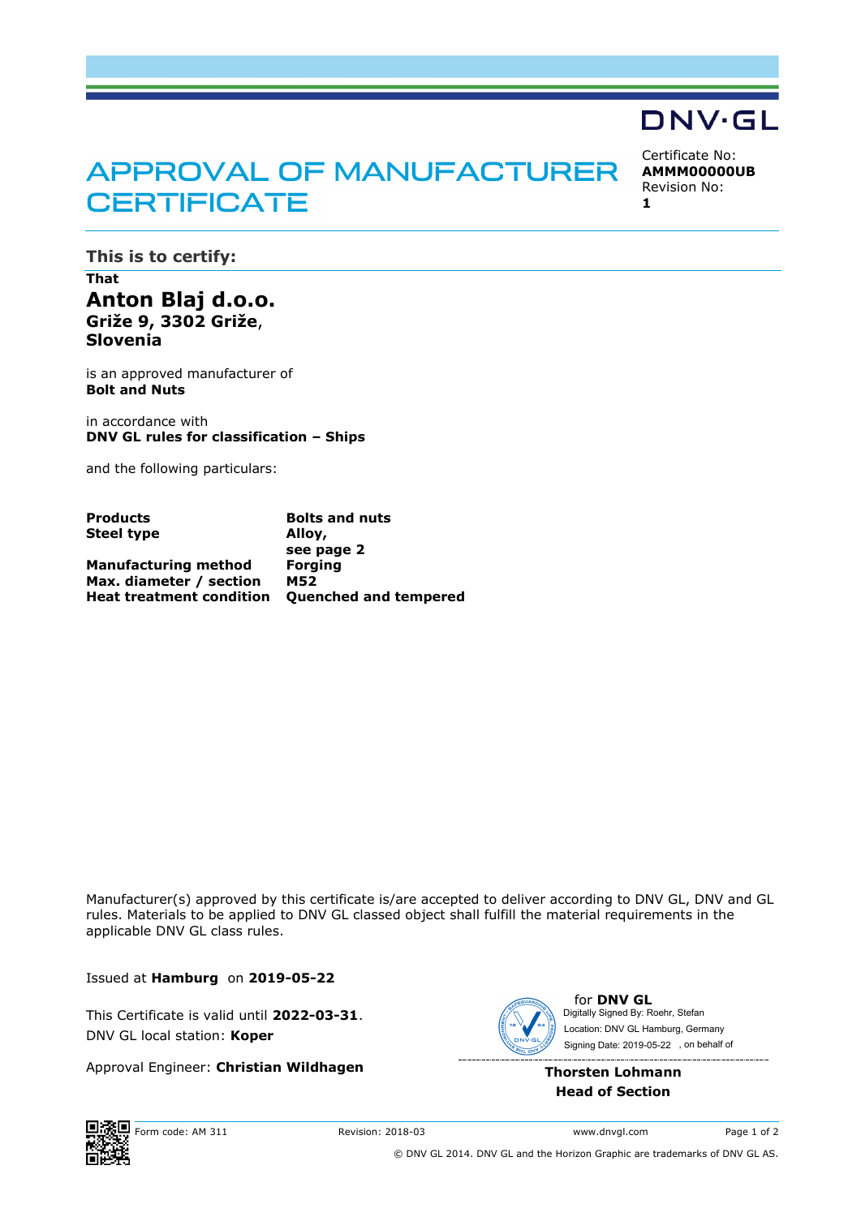DNV·GL

# APPROVAL OF MANUFACTURER CERTIFICATE

Certificate No:
**AMMM00000UB**
Revision No:
**1**

## This is to certify:

**That**

**Anton Blaj d.o.o.**
**Griže 9, 3302 Griže,**
**Slovenia**

is an approved manufacturer of
**Bolt and Nuts**

in accordance with
**DNV GL rules for classification – Ships**

and the following particulars:

| | |
|---|---|
| **Products** | **Bolts and nuts** |
| **Steel type** | **Alloy,**<br>**see page 2** |
| **Manufacturing method** | **Forging** |
| **Max. diameter / section** | **M52** |
| **Heat treatment condition** | **Quenched and tempered** |

Manufacturer(s) approved by this certificate is/are accepted to deliver according to DNV GL, DNV and GL rules. Materials to be applied to DNV GL classed object shall fulfill the material requirements in the applicable DNV GL class rules.

Issued at **Hamburg** on **2019-05-22**

This Certificate is valid until **2022-03-31**.
DNV GL local station: **Koper**

Approval Engineer: **Christian Wildhagen**

for **DNV GL**
Digitally Signed By: Roehr, Stefan
Location: DNV GL Hamburg, Germany
Signing Date: 2019-05-22 , on behalf of

**Thorsten Lohmann**
**Head of Section**

Form code: AM 311 Revision: 2018-03 www.dnvgl.com

© DNV GL 2014. DNV GL and the Horizon Graphic are trademarks of DNV GL AS.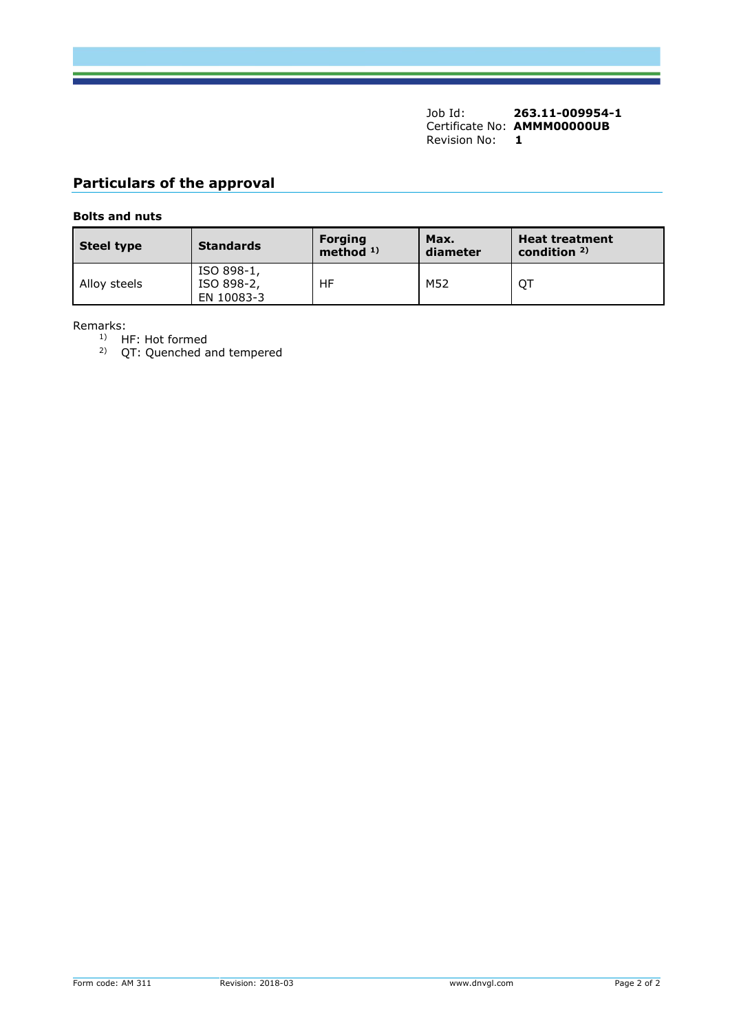Job Id: **263.11-009954-1**
Certificate No: **AMMM00000UB**
Revision No: **1**

## Particulars of the approval

### Bolts and nuts

| Steel type | Standards | Forging method [1] | Max. diameter | Heat treatment condition [2] |
|---|---|---|---|---|
| Alloy steels | ISO 898-1, ISO 898-2, EN 10083-3 | HF | M52 | QT |

Remarks:
[1] HF: Hot formed
[2] QT: Quenched and tempered